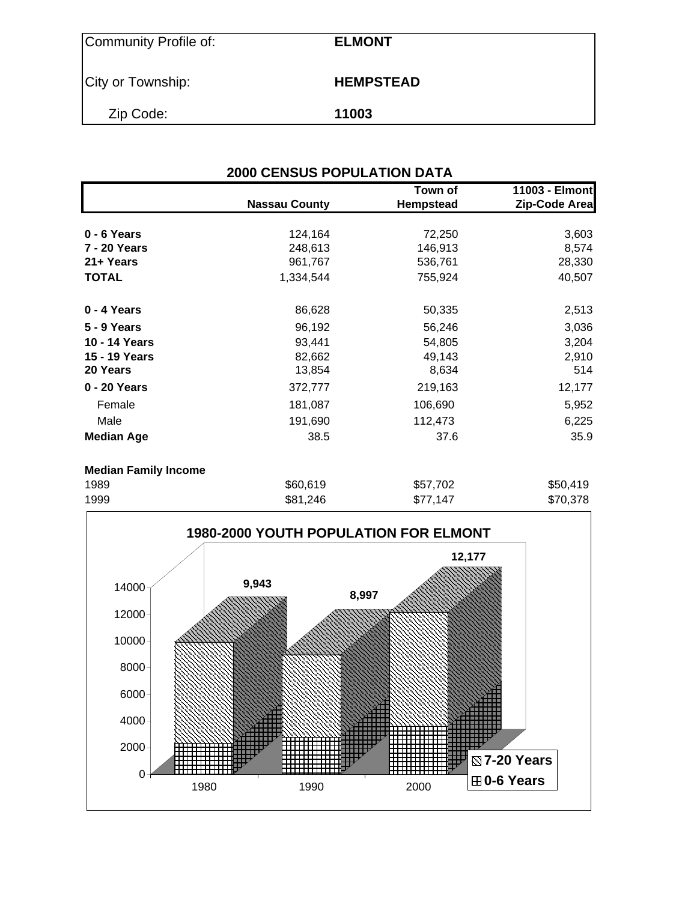| | |
|---|---|
| Community Profile of: | **ELMONT** |
| City or Township: | **HEMPSTEAD** |
| Zip Code: | **11003** |

## 2000 CENSUS POPULATION DATA

| | Nassau County | Town of Hempstead | 11003 - Elmont Zip-Code Area |
|---|---|---|---|
| **0 - 6 Years** | 124,164 | 72,250 | 3,603 |
| **7 - 20 Years** | 248,613 | 146,913 | 8,574 |
| **21+ Years** | 961,767 | 536,761 | 28,330 |
| **TOTAL** | 1,334,544 | 755,924 | 40,507 |
| **0 - 4 Years** | 86,628 | 50,335 | 2,513 |
| **5 - 9 Years** | 96,192 | 56,246 | 3,036 |
| **10 - 14 Years** | 93,441 | 54,805 | 3,204 |
| **15 - 19 Years** | 82,662 | 49,143 | 2,910 |
| **20 Years** | 13,854 | 8,634 | 514 |
| **0 - 20 Years** | 372,777 | 219,163 | 12,177 |
| Female | 181,087 | 106,690 | 5,952 |
| Male | 191,690 | 112,473 | 6,225 |
| **Median Age** | 38.5 | 37.6 | 35.9 |
| **Median Family Income** | | | |
| 1989 | $60,619 | $57,702 | $50,419 |
| 1999 | $81,246 | $77,147 | $70,378 |

**1980-2000 YOUTH POPULATION FOR ELMONT**

| Year | Total (0-20 Years) |
|---|---|
| 1980 | 9,943 |
| 1990 | 8,997 |
| 2000 | 12,177 |

Legend: 7-20 Years; 0-6 Years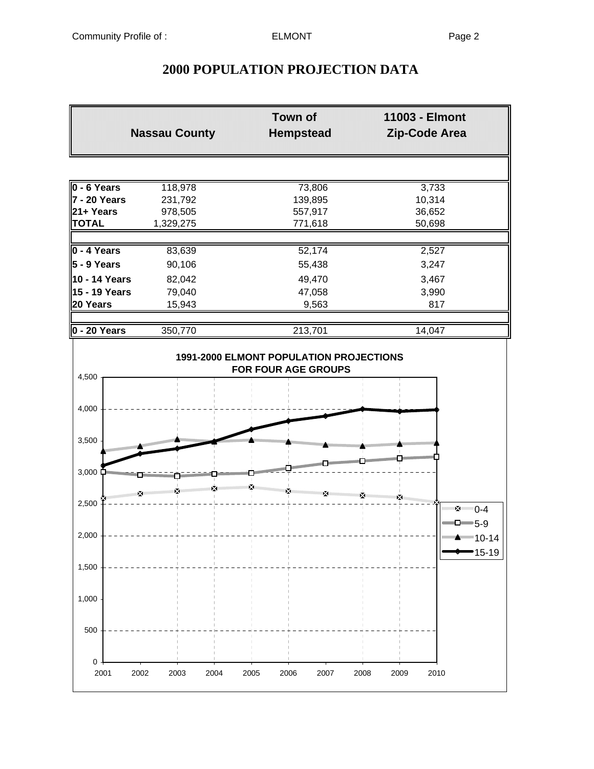# 2000 POPULATION PROJECTION DATA

| | Nassau County | Town of Hempstead | 11003 - Elmont Zip-Code Area |
|---|---|---|---|
| **0 - 6 Years** | 118,978 | 73,806 | 3,733 |
| **7 - 20 Years** | 231,792 | 139,895 | 10,314 |
| **21+ Years** | 978,505 | 557,917 | 36,652 |
| **TOTAL** | 1,329,275 | 771,618 | 50,698 |
| | | | |
| **0 - 4 Years** | 83,639 | 52,174 | 2,527 |
| **5 - 9 Years** | 90,106 | 55,438 | 3,247 |
| **10 - 14 Years** | 82,042 | 49,470 | 3,467 |
| **15 - 19 Years** | 79,040 | 47,058 | 3,990 |
| **20 Years** | 15,943 | 9,563 | 817 |
| | | | |
| **0 - 20 Years** | 350,770 | 213,701 | 14,047 |

**1991-2000 ELMONT POPULATION PROJECTIONS FOR FOUR AGE GROUPS**

Legend: 0-4, 5-9, 10-14, 15-19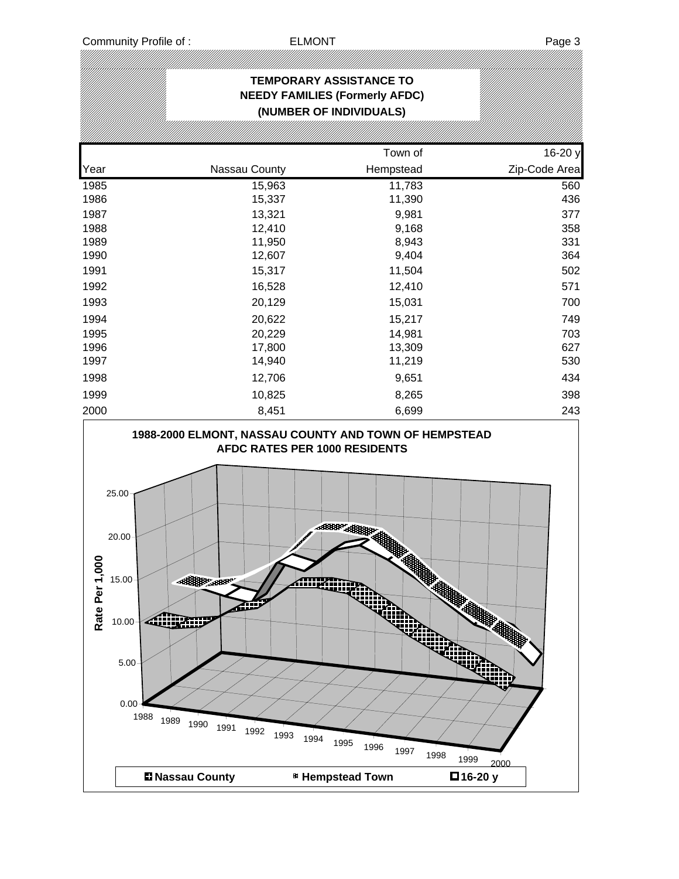## TEMPORARY ASSISTANCE TO NEEDY FAMILIES (Formerly AFDC) (NUMBER OF INDIVIDUALS)

| Year | Nassau County | Town of Hempstead | 16-20 y Zip-Code Area |
|---|---|---|---|
| 1985 | 15,963 | 11,783 | 560 |
| 1986 | 15,337 | 11,390 | 436 |
| 1987 | 13,321 | 9,981 | 377 |
| 1988 | 12,410 | 9,168 | 358 |
| 1989 | 11,950 | 8,943 | 331 |
| 1990 | 12,607 | 9,404 | 364 |
| 1991 | 15,317 | 11,504 | 502 |
| 1992 | 16,528 | 12,410 | 571 |
| 1993 | 20,129 | 15,031 | 700 |
| 1994 | 20,622 | 15,217 | 749 |
| 1995 | 20,229 | 14,981 | 703 |
| 1996 | 17,800 | 13,309 | 627 |
| 1997 | 14,940 | 11,219 | 530 |
| 1998 | 12,706 | 9,651 | 434 |
| 1999 | 10,825 | 8,265 | 398 |
| 2000 | 8,451 | 6,699 | 243 |

**1988-2000 ELMONT, NASSAU COUNTY AND TOWN OF HEMPSTEAD AFDC RATES PER 1000 RESIDENTS**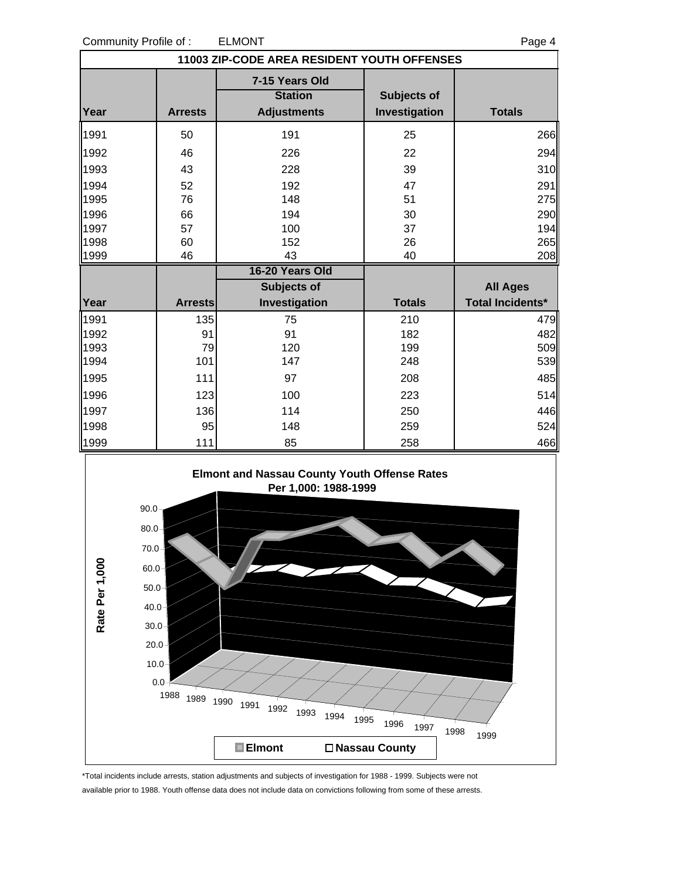Community Profile of : ELMONT

## 11003 ZIP-CODE AREA RESIDENT YOUTH OFFENSES

| | | 7-15 Years Old | | |
|---|---|---|---|---|
| | | Station | Subjects of | |
| Year | Arrests | Adjustments | Investigation | Totals |
| 1991 | 50 | 191 | 25 | 266 |
| 1992 | 46 | 226 | 22 | 294 |
| 1993 | 43 | 228 | 39 | 310 |
| 1994 | 52 | 192 | 47 | 291 |
| 1995 | 76 | 148 | 51 | 275 |
| 1996 | 66 | 194 | 30 | 290 |
| 1997 | 57 | 100 | 37 | 194 |
| 1998 | 60 | 152 | 26 | 265 |
| 1999 | 46 | 43 | 40 | 208 |

| | | 16-20 Years Old | | |
|---|---|---|---|---|
| | | Subjects of | | All Ages |
| Year | Arrests | Investigation | Totals | Total Incidents* |
| 1991 | 135 | 75 | 210 | 479 |
| 1992 | 91 | 91 | 182 | 482 |
| 1993 | 79 | 120 | 199 | 509 |
| 1994 | 101 | 147 | 248 | 539 |
| 1995 | 111 | 97 | 208 | 485 |
| 1996 | 123 | 100 | 223 | 514 |
| 1997 | 136 | 114 | 250 | 446 |
| 1998 | 95 | 148 | 259 | 524 |
| 1999 | 111 | 85 | 258 | 466 |

**Elmont and Nassau County Youth Offense Rates Per 1,000: 1988-1999**

Rate Per 1,000 (0.0 – 90.0); Years 1988–1999; Legend: Elmont, Nassau County

*Total incidents include arrests, station adjustments and subjects of investigation for 1988 - 1999. Subjects were not available prior to 1988. Youth offense data does not include data on convictions following from some of these arrests.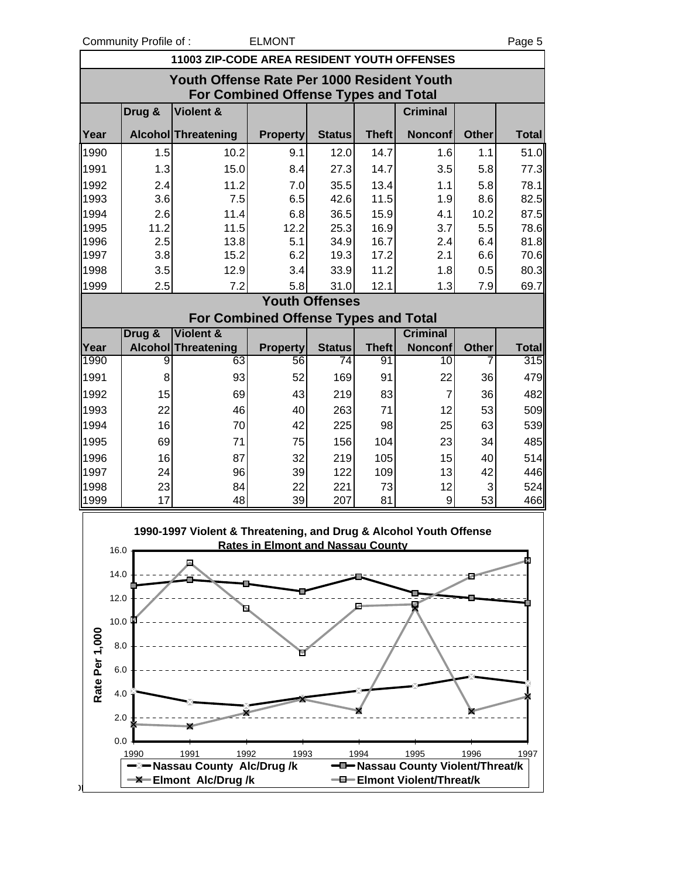Community Profile of : ELMONT

## 11003 ZIP-CODE AREA RESIDENT YOUTH OFFENSES

### Youth Offense Rate Per 1000 Resident Youth For Combined Offense Types and Total

| Year | Drug & Alcohol | Violent & Threatening | Property | Status | Theft | Criminal Nonconf | Other | Total |
|---|---|---|---|---|---|---|---|---|
| 1990 | 1.5 | 10.2 | 9.1 | 12.0 | 14.7 | 1.6 | 1.1 | 51.0 |
| 1991 | 1.3 | 15.0 | 8.4 | 27.3 | 14.7 | 3.5 | 5.8 | 77.3 |
| 1992 | 2.4 | 11.2 | 7.0 | 35.5 | 13.4 | 1.1 | 5.8 | 78.1 |
| 1993 | 3.6 | 7.5 | 6.5 | 42.6 | 11.5 | 1.9 | 8.6 | 82.5 |
| 1994 | 2.6 | 11.4 | 6.8 | 36.5 | 15.9 | 4.1 | 10.2 | 87.5 |
| 1995 | 11.2 | 11.5 | 12.2 | 25.3 | 16.9 | 3.7 | 5.5 | 78.6 |
| 1996 | 2.5 | 13.8 | 5.1 | 34.9 | 16.7 | 2.4 | 6.4 | 81.8 |
| 1997 | 3.8 | 15.2 | 6.2 | 19.3 | 17.2 | 2.1 | 6.6 | 70.6 |
| 1998 | 3.5 | 12.9 | 3.4 | 33.9 | 11.2 | 1.8 | 0.5 | 80.3 |
| 1999 | 2.5 | 7.2 | 5.8 | 31.0 | 12.1 | 1.3 | 7.9 | 69.7 |

### Youth Offenses For Combined Offense Types and Total

| Year | Drug & Alcohol | Violent & Threatening | Property | Status | Theft | Criminal Nonconf | Other | Total |
|---|---|---|---|---|---|---|---|---|
| 1990 | 9 | 63 | 56 | 74 | 91 | 10 | 7 | 315 |
| 1991 | 8 | 93 | 52 | 169 | 91 | 22 | 36 | 479 |
| 1992 | 15 | 69 | 43 | 219 | 83 | 7 | 36 | 482 |
| 1993 | 22 | 46 | 40 | 263 | 71 | 12 | 53 | 509 |
| 1994 | 16 | 70 | 42 | 225 | 98 | 25 | 63 | 539 |
| 1995 | 69 | 71 | 75 | 156 | 104 | 23 | 34 | 485 |
| 1996 | 16 | 87 | 32 | 219 | 105 | 15 | 40 | 514 |
| 1997 | 24 | 96 | 39 | 122 | 109 | 13 | 42 | 446 |
| 1998 | 23 | 84 | 22 | 221 | 73 | 12 | 3 | 524 |
| 1999 | 17 | 48 | 39 | 207 | 81 | 9 | 53 | 466 |

**1990-1997 Violent & Threatening, and Drug & Alcohol Youth Offense Rates in Elmont and Nassau County**

Rate Per 1,000

Legend: Nassau County Alc/Drug /k; Nassau County Violent/Threat/k; Elmont Alc/Drug /k; Elmont Violent/Threat/k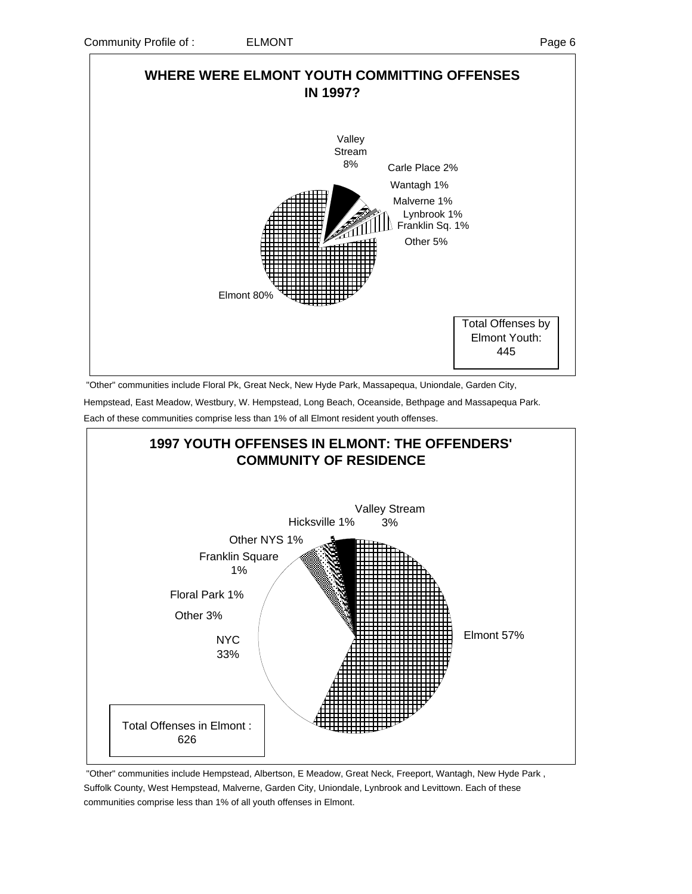## WHERE WERE ELMONT YOUTH COMMITTING OFFENSES IN 1997?

Valley Stream 8%

Carle Place 2%

Wantagh 1%

Malverne 1%

Lynbrook 1%

Franklin Sq. 1%

Other 5%

Elmont 80%

Total Offenses by Elmont Youth: 445

"Other" communities include Floral Pk, Great Neck, New Hyde Park, Massapequa, Uniondale, Garden City, Hempstead, East Meadow, Westbury, W. Hempstead, Long Beach, Oceanside, Bethpage and Massapequa Park. Each of these communities comprise less than 1% of all Elmont resident youth offenses.

## 1997 YOUTH OFFENSES IN ELMONT: THE OFFENDERS' COMMUNITY OF RESIDENCE

Valley Stream 3%

Hicksville 1%

Other NYS 1%

Franklin Square 1%

Floral Park 1%

Other 3%

NYC 33%

Elmont 57%

Total Offenses in Elmont : 626

"Other" communities include Hempstead, Albertson, E Meadow, Great Neck, Freeport, Wantagh, New Hyde Park , Suffolk County, West Hempstead, Malverne, Garden City, Uniondale, Lynbrook and Levittown. Each of these communities comprise less than 1% of all youth offenses in Elmont.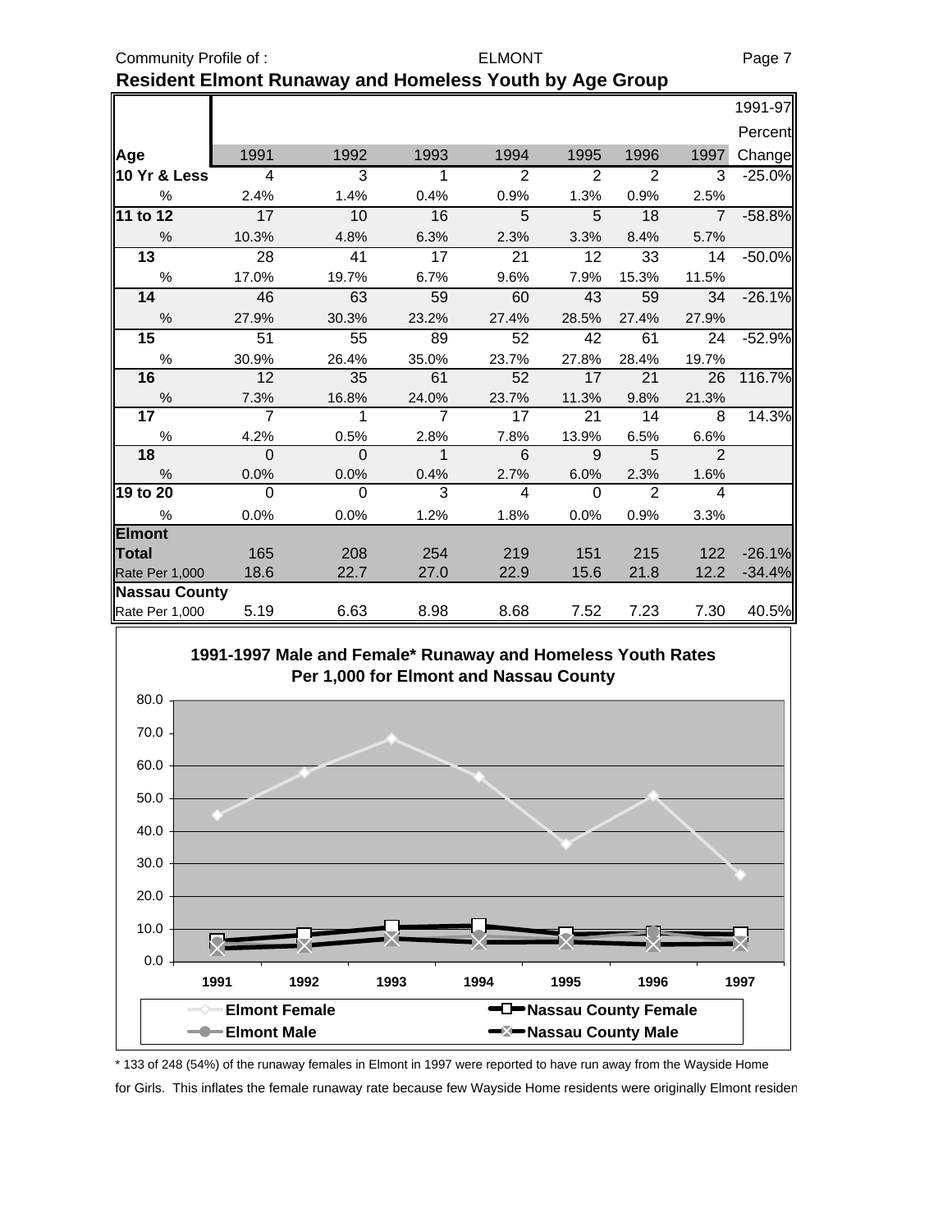## Resident Elmont Runaway and Homeless Youth by Age Group

| Age | 1991 | 1992 | 1993 | 1994 | 1995 | 1996 | 1997 | 1991-97 Percent Change |
|---|---|---|---|---|---|---|---|---|
| **10 Yr & Less** | 4 | 3 | 1 | 2 | 2 | 2 | 3 | -25.0% |
| % | 2.4% | 1.4% | 0.4% | 0.9% | 1.3% | 0.9% | 2.5% | |
| **11 to 12** | 17 | 10 | 16 | 5 | 5 | 18 | 7 | -58.8% |
| % | 10.3% | 4.8% | 6.3% | 2.3% | 3.3% | 8.4% | 5.7% | |
| **13** | 28 | 41 | 17 | 21 | 12 | 33 | 14 | -50.0% |
| % | 17.0% | 19.7% | 6.7% | 9.6% | 7.9% | 15.3% | 11.5% | |
| **14** | 46 | 63 | 59 | 60 | 43 | 59 | 34 | -26.1% |
| % | 27.9% | 30.3% | 23.2% | 27.4% | 28.5% | 27.4% | 27.9% | |
| **15** | 51 | 55 | 89 | 52 | 42 | 61 | 24 | -52.9% |
| % | 30.9% | 26.4% | 35.0% | 23.7% | 27.8% | 28.4% | 19.7% | |
| **16** | 12 | 35 | 61 | 52 | 17 | 21 | 26 | 116.7% |
| % | 7.3% | 16.8% | 24.0% | 23.7% | 11.3% | 9.8% | 21.3% | |
| **17** | 7 | 1 | 7 | 17 | 21 | 14 | 8 | 14.3% |
| % | 4.2% | 0.5% | 2.8% | 7.8% | 13.9% | 6.5% | 6.6% | |
| **18** | 0 | 0 | 1 | 6 | 9 | 5 | 2 | |
| % | 0.0% | 0.0% | 0.4% | 2.7% | 6.0% | 2.3% | 1.6% | |
| **19 to 20** | 0 | 0 | 3 | 4 | 0 | 2 | 4 | |
| % | 0.0% | 0.0% | 1.2% | 1.8% | 0.0% | 0.9% | 3.3% | |
| **Elmont Total** | 165 | 208 | 254 | 219 | 151 | 215 | 122 | -26.1% |
| Rate Per 1,000 | 18.6 | 22.7 | 27.0 | 22.9 | 15.6 | 21.8 | 12.2 | -34.4% |
| **Nassau County** | | | | | | | | |
| Rate Per 1,000 | 5.19 | 6.63 | 8.98 | 8.68 | 7.52 | 7.23 | 7.30 | 40.5% |

**1991-1997 Male and Female\* Runaway and Homeless Youth Rates Per 1,000 for Elmont and Nassau County**

Legend: Elmont Female; Elmont Male; Nassau County Female; Nassau County Male

\* 133 of 248 (54%) of the runaway females in Elmont in 1997 were reported to have run away from the Wayside Home for Girls. This inflates the female runaway rate because few Wayside Home residents were originally Elmont residen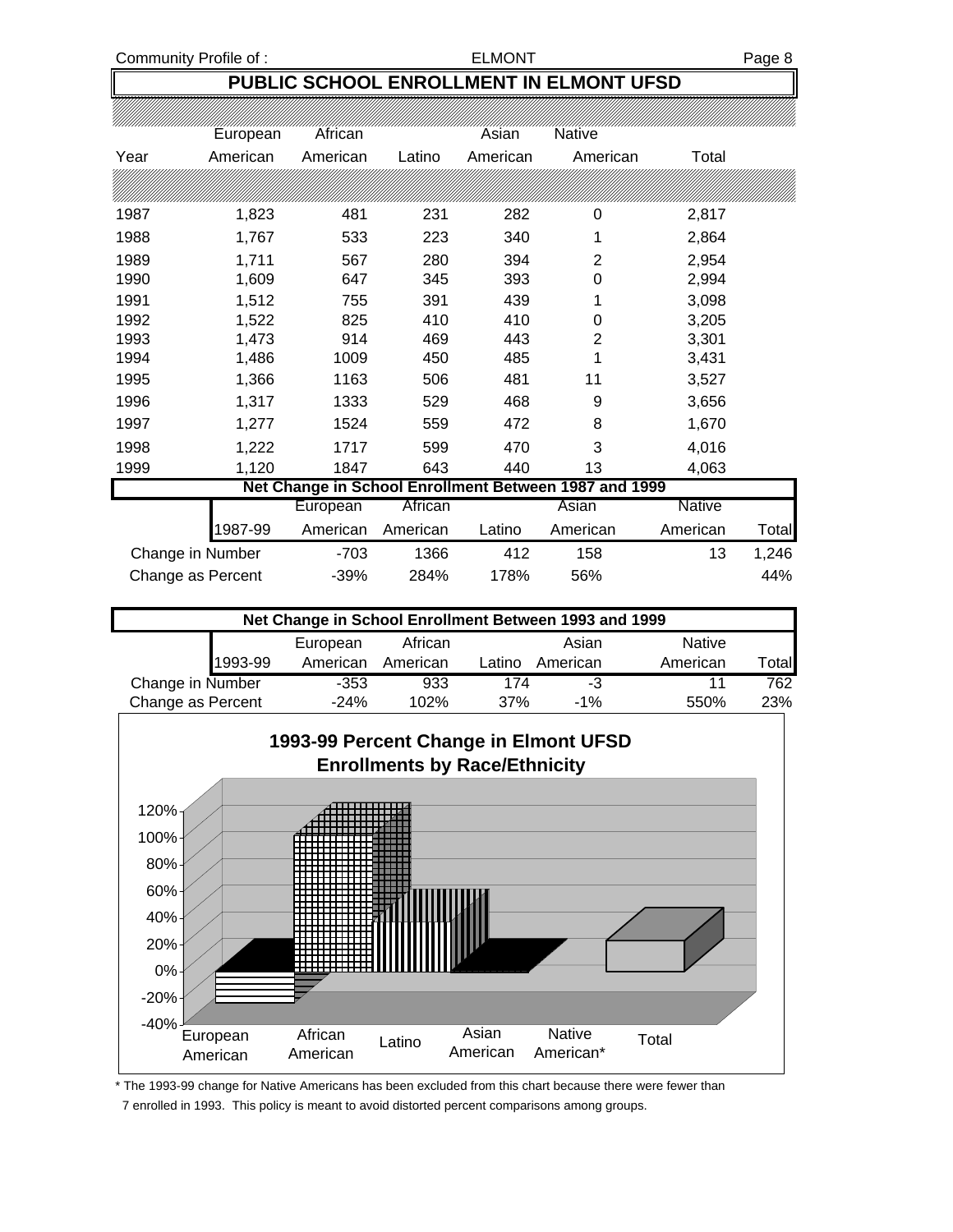# PUBLIC SCHOOL ENROLLMENT IN ELMONT UFSD

| Year | European American | African American | Latino | Asian American | Native American | Total |
|---|---|---|---|---|---|---|
| 1987 | 1,823 | 481 | 231 | 282 | 0 | 2,817 |
| 1988 | 1,767 | 533 | 223 | 340 | 1 | 2,864 |
| 1989 | 1,711 | 567 | 280 | 394 | 2 | 2,954 |
| 1990 | 1,609 | 647 | 345 | 393 | 0 | 2,994 |
| 1991 | 1,512 | 755 | 391 | 439 | 1 | 3,098 |
| 1992 | 1,522 | 825 | 410 | 410 | 0 | 3,205 |
| 1993 | 1,473 | 914 | 469 | 443 | 2 | 3,301 |
| 1994 | 1,486 | 1009 | 450 | 485 | 1 | 3,431 |
| 1995 | 1,366 | 1163 | 506 | 481 | 11 | 3,527 |
| 1996 | 1,317 | 1333 | 529 | 468 | 9 | 3,656 |
| 1997 | 1,277 | 1524 | 559 | 472 | 8 | 1,670 |
| 1998 | 1,222 | 1717 | 599 | 470 | 3 | 4,016 |
| 1999 | 1,120 | 1847 | 643 | 440 | 13 | 4,063 |

## Net Change in School Enrollment Between 1987 and 1999

| 1987-99 | European American | African American | Latino | Asian American | Native American | Total |
|---|---|---|---|---|---|---|
| Change in Number | -703 | 1366 | 412 | 158 | 13 | 1,246 |
| Change as Percent | -39% | 284% | 178% | 56% | | 44% |

## Net Change in School Enrollment Between 1993 and 1999

| 1993-99 | European American | African American | Latino | Asian American | Native American | Total |
|---|---|---|---|---|---|---|
| Change in Number | -353 | 933 | 174 | -3 | 11 | 762 |
| Change as Percent | -24% | 102% | 37% | -1% | 550% | 23% |

**1993-99 Percent Change in Elmont UFSD Enrollments by Race/Ethnicity**

| | European American | African American | Latino | Asian American | Native American* | Total |
|---|---|---|---|---|---|---|
| Percent Change | -24% | 102% | 37% | -1% | | 23% |

\* The 1993-99 change for Native Americans has been excluded from this chart because there were fewer than 7 enrolled in 1993. This policy is meant to avoid distorted percent comparisons among groups.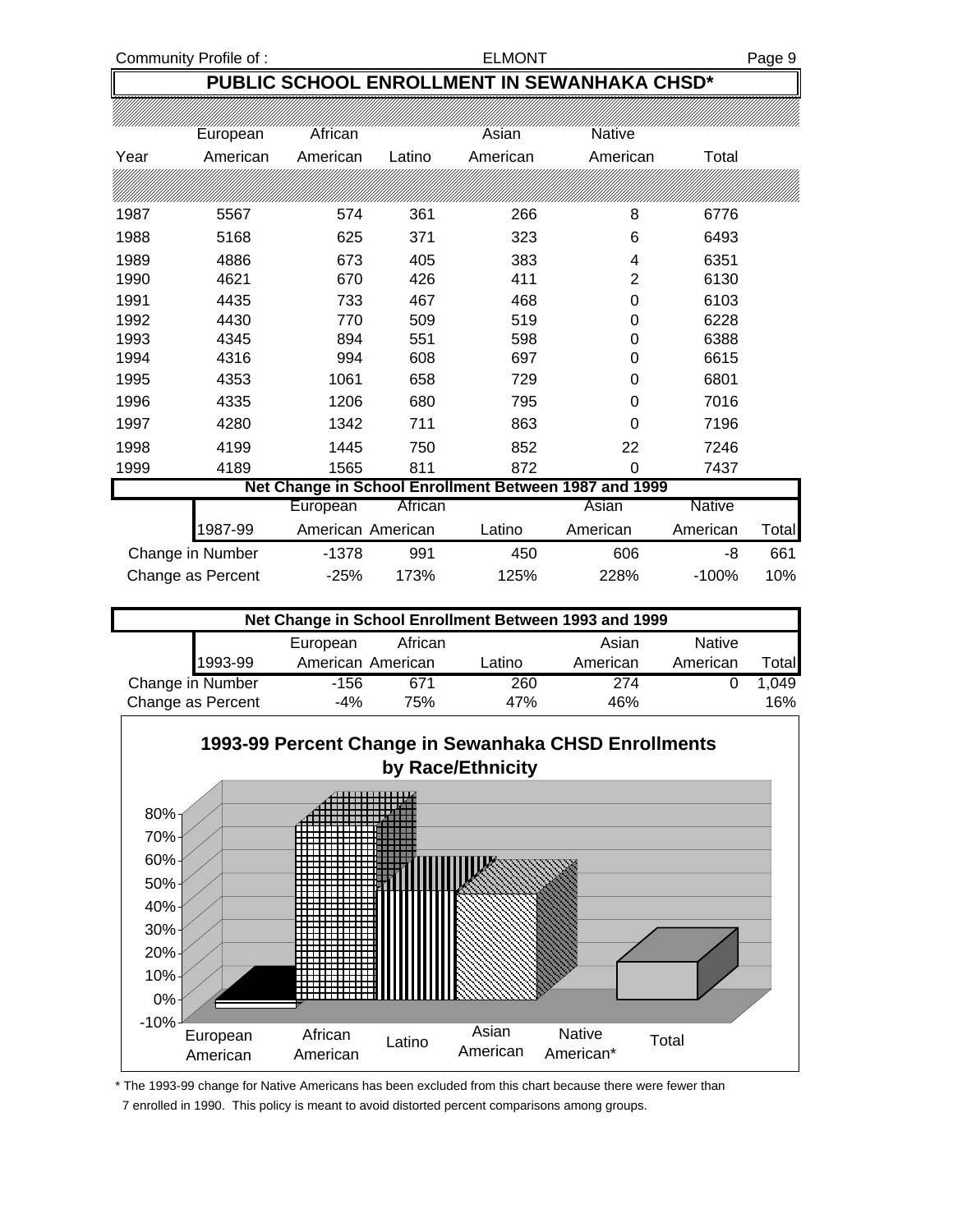## PUBLIC SCHOOL ENROLLMENT IN SEWANHAKA CHSD*

| Year | European American | African American | Latino | Asian American | Native American | Total |
|---|---|---|---|---|---|---|
| 1987 | 5567 | 574 | 361 | 266 | 8 | 6776 |
| 1988 | 5168 | 625 | 371 | 323 | 6 | 6493 |
| 1989 | 4886 | 673 | 405 | 383 | 4 | 6351 |
| 1990 | 4621 | 670 | 426 | 411 | 2 | 6130 |
| 1991 | 4435 | 733 | 467 | 468 | 0 | 6103 |
| 1992 | 4430 | 770 | 509 | 519 | 0 | 6228 |
| 1993 | 4345 | 894 | 551 | 598 | 0 | 6388 |
| 1994 | 4316 | 994 | 608 | 697 | 0 | 6615 |
| 1995 | 4353 | 1061 | 658 | 729 | 0 | 6801 |
| 1996 | 4335 | 1206 | 680 | 795 | 0 | 7016 |
| 1997 | 4280 | 1342 | 711 | 863 | 0 | 7196 |
| 1998 | 4199 | 1445 | 750 | 852 | 22 | 7246 |
| 1999 | 4189 | 1565 | 811 | 872 | 0 | 7437 |

### Net Change in School Enrollment Between 1987 and 1999

| 1987-99 | European American | African American | Latino | Asian American | Native American | Total |
|---|---|---|---|---|---|---|
| Change in Number | -1378 | 991 | 450 | 606 | -8 | 661 |
| Change as Percent | -25% | 173% | 125% | 228% | -100% | 10% |

### Net Change in School Enrollment Between 1993 and 1999

| 1993-99 | European American | African American | Latino | Asian American | Native American | Total |
|---|---|---|---|---|---|---|
| Change in Number | -156 | 671 | 260 | 274 | 0 | 1,049 |
| Change as Percent | -4% | 75% | 47% | 46% | | 16% |

### 1993-99 Percent Change in Sewanhaka CHSD Enrollments by Race/Ethnicity

| | European American | African American | Latino | Asian American | Native American* | Total |
|---|---|---|---|---|---|---|
| Percent Change | -4% | 75% | 47% | 46% | | 16% |

\* The 1993-99 change for Native Americans has been excluded from this chart because there were fewer than 7 enrolled in 1990. This policy is meant to avoid distorted percent comparisons among groups.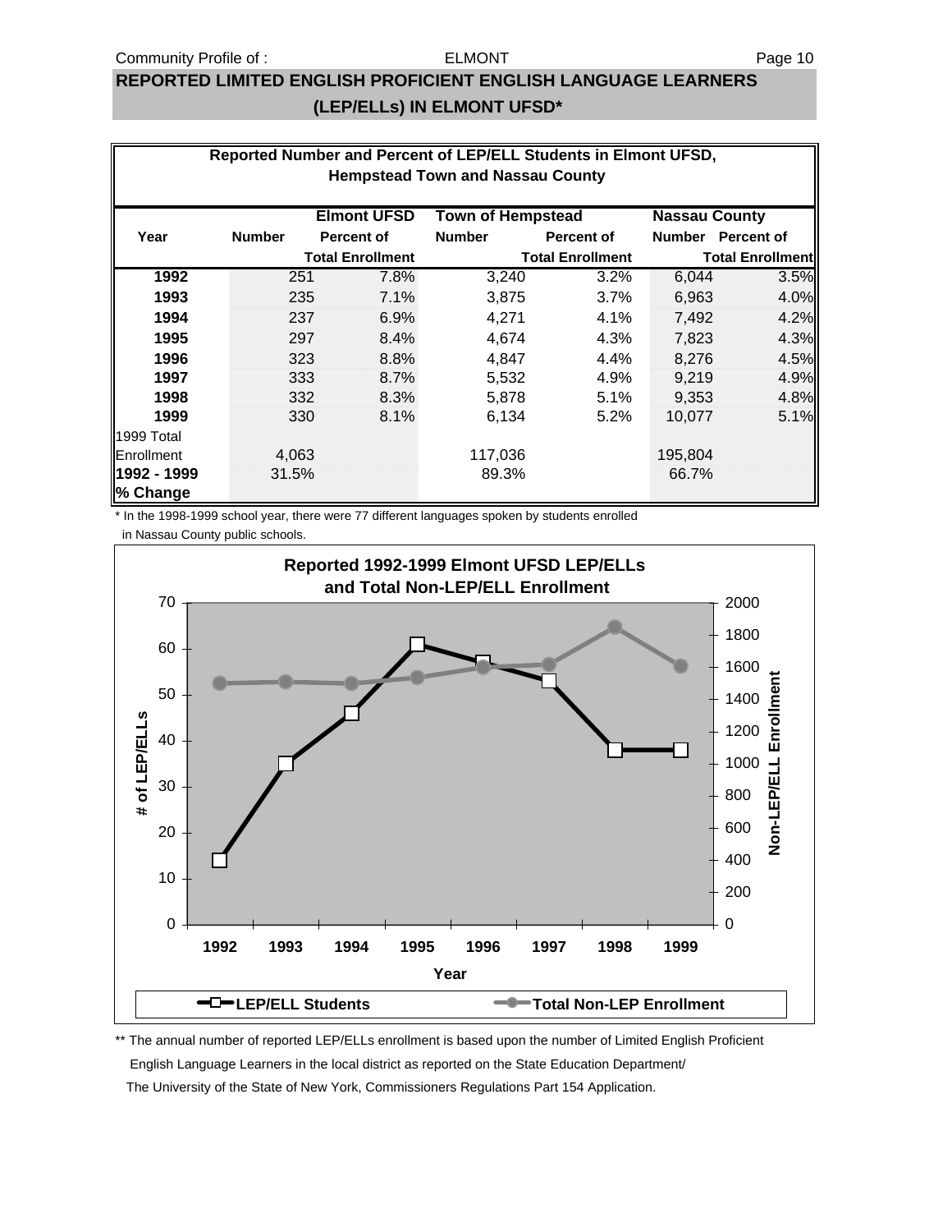## REPORTED LIMITED ENGLISH PROFICIENT ENGLISH LANGUAGE LEARNERS (LEP/ELLs) IN ELMONT UFSD*

**Reported Number and Percent of LEP/ELL Students in Elmont UFSD, Hempstead Town and Nassau County**

| Year | Elmont UFSD Number | Elmont UFSD Percent of Total Enrollment | Town of Hempstead Number | Town of Hempstead Percent of Total Enrollment | Nassau County Number | Nassau County Percent of Total Enrollment |
|---|---|---|---|---|---|---|
| **1992** | 251 | 7.8% | 3,240 | 3.2% | 6,044 | 3.5% |
| **1993** | 235 | 7.1% | 3,875 | 3.7% | 6,963 | 4.0% |
| **1994** | 237 | 6.9% | 4,271 | 4.1% | 7,492 | 4.2% |
| **1995** | 297 | 8.4% | 4,674 | 4.3% | 7,823 | 4.3% |
| **1996** | 323 | 8.8% | 4,847 | 4.4% | 8,276 | 4.5% |
| **1997** | 333 | 8.7% | 5,532 | 4.9% | 9,219 | 4.9% |
| **1998** | 332 | 8.3% | 5,878 | 5.1% | 9,353 | 4.8% |
| **1999** | 330 | 8.1% | 6,134 | 5.2% | 10,077 | 5.1% |
| 1999 Total Enrollment | 4,063 | | 117,036 | | 195,804 | |
| **1992 - 1999 % Change** | 31.5% | | 89.3% | | 66.7% | |

\* In the 1998-1999 school year, there were 77 different languages spoken by students enrolled in Nassau County public schools.

**Reported 1992-1999 Elmont UFSD LEP/ELLs and Total Non-LEP/ELL Enrollment**

** The annual number of reported LEP/ELLs enrollment is based upon the number of Limited English Proficient English Language Learners in the local district as reported on the State Education Department/ The University of the State of New York, Commissioners Regulations Part 154 Application.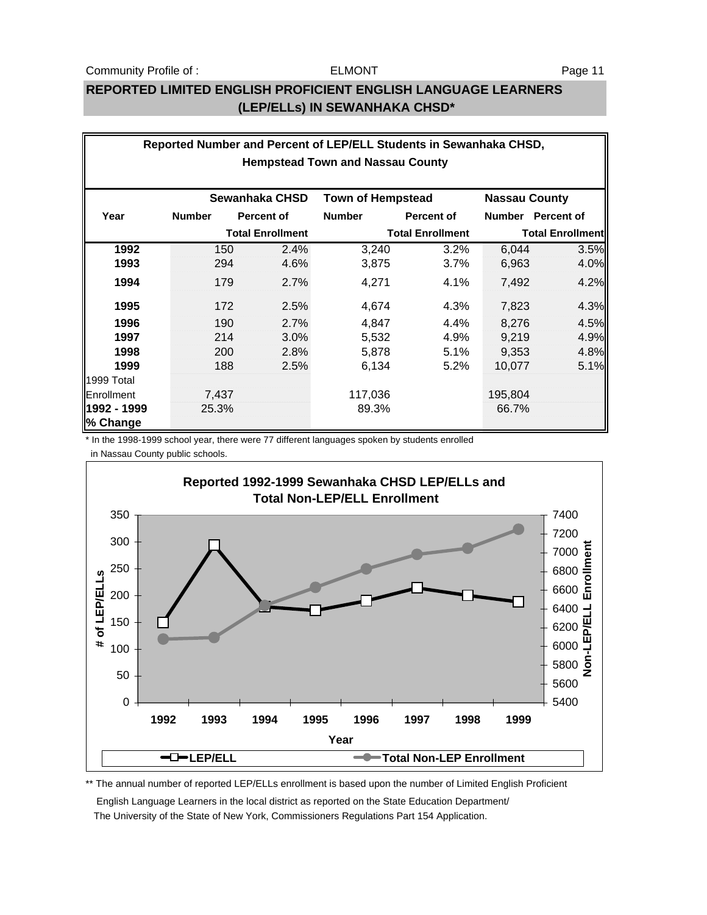## REPORTED LIMITED ENGLISH PROFICIENT ENGLISH LANGUAGE LEARNERS (LEP/ELLs) IN SEWANHAKA CHSD*

**Reported Number and Percent of LEP/ELL Students in Sewanhaka CHSD, Hempstead Town and Nassau County**

| Year | Sewanhaka CHSD Number | Sewanhaka CHSD Percent of Total Enrollment | Town of Hempstead Number | Town of Hempstead Percent of Total Enrollment | Nassau County Number | Nassau County Percent of Total Enrollment |
|---|---|---|---|---|---|---|
| **1992** | 150 | 2.4% | 3,240 | 3.2% | 6,044 | 3.5% |
| **1993** | 294 | 4.6% | 3,875 | 3.7% | 6,963 | 4.0% |
| **1994** | 179 | 2.7% | 4,271 | 4.1% | 7,492 | 4.2% |
| **1995** | 172 | 2.5% | 4,674 | 4.3% | 7,823 | 4.3% |
| **1996** | 190 | 2.7% | 4,847 | 4.4% | 8,276 | 4.5% |
| **1997** | 214 | 3.0% | 5,532 | 4.9% | 9,219 | 4.9% |
| **1998** | 200 | 2.8% | 5,878 | 5.1% | 9,353 | 4.8% |
| **1999** | 188 | 2.5% | 6,134 | 5.2% | 10,077 | 5.1% |
| 1999 Total Enrollment | 7,437 | | 117,036 | | 195,804 | |
| **1992 - 1999 % Change** | 25.3% | | 89.3% | | 66.7% | |

* In the 1998-1999 school year, there were 77 different languages spoken by students enrolled in Nassau County public schools.

**Reported 1992-1999 Sewanhaka CHSD LEP/ELLs and Total Non-LEP/ELL Enrollment**

** The annual number of reported LEP/ELLs enrollment is based upon the number of Limited English Proficient English Language Learners in the local district as reported on the State Education Department/ The University of the State of New York, Commissioners Regulations Part 154 Application.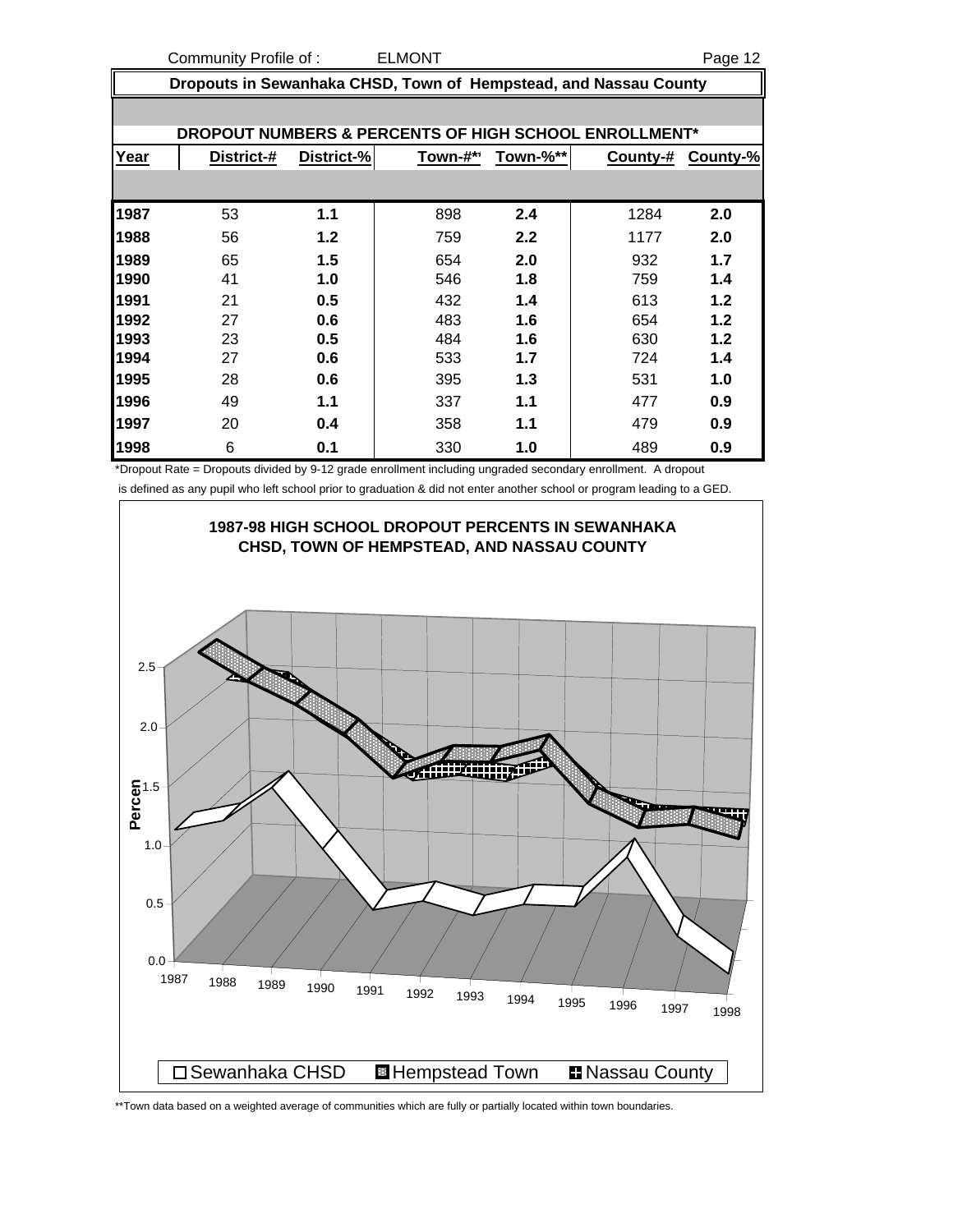## Dropouts in Sewanhaka CHSD, Town of Hempstead, and Nassau County

### DROPOUT NUMBERS & PERCENTS OF HIGH SCHOOL ENROLLMENT*

| Year | District-# | District-% | Town-#** | Town-%** | County-# | County-% |
|---|---|---|---|---|---|---|
| 1987 | 53 | 1.1 | 898 | 2.4 | 1284 | 2.0 |
| 1988 | 56 | 1.2 | 759 | 2.2 | 1177 | 2.0 |
| 1989 | 65 | 1.5 | 654 | 2.0 | 932 | 1.7 |
| 1990 | 41 | 1.0 | 546 | 1.8 | 759 | 1.4 |
| 1991 | 21 | 0.5 | 432 | 1.4 | 613 | 1.2 |
| 1992 | 27 | 0.6 | 483 | 1.6 | 654 | 1.2 |
| 1993 | 23 | 0.5 | 484 | 1.6 | 630 | 1.2 |
| 1994 | 27 | 0.6 | 533 | 1.7 | 724 | 1.4 |
| 1995 | 28 | 0.6 | 395 | 1.3 | 531 | 1.0 |
| 1996 | 49 | 1.1 | 337 | 1.1 | 477 | 0.9 |
| 1997 | 20 | 0.4 | 358 | 1.1 | 479 | 0.9 |
| 1998 | 6 | 0.1 | 330 | 1.0 | 489 | 0.9 |

*Dropout Rate = Dropouts divided by 9-12 grade enrollment including ungraded secondary enrollment. A dropout is defined as any pupil who left school prior to graduation & did not enter another school or program leading to a GED.

**1987-98 HIGH SCHOOL DROPOUT PERCENTS IN SEWANHAKA CHSD, TOWN OF HEMPSTEAD, AND NASSAU COUNTY**

Legend: Sewanhaka CHSD, Hempstead Town, Nassau County

**Town data based on a weighted average of communities which are fully or partially located within town boundaries.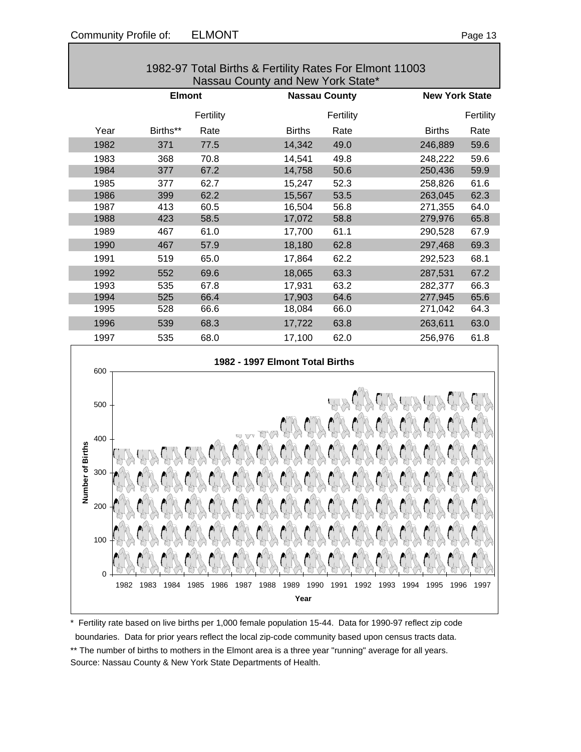## 1982-97 Total Births & Fertility Rates For Elmont 11003 Nassau County and New York State*

| | Elmont | | Nassau County | | New York State | |
|---|---|---|---|---|---|---|
| | | Fertility | | Fertility | | Fertility |
| Year | Births** | Rate | Births | Rate | Births | Rate |
| 1982 | 371 | 77.5 | 14,342 | 49.0 | 246,889 | 59.6 |
| 1983 | 368 | 70.8 | 14,541 | 49.8 | 248,222 | 59.6 |
| 1984 | 377 | 67.2 | 14,758 | 50.6 | 250,436 | 59.9 |
| 1985 | 377 | 62.7 | 15,247 | 52.3 | 258,826 | 61.6 |
| 1986 | 399 | 62.2 | 15,567 | 53.5 | 263,045 | 62.3 |
| 1987 | 413 | 60.5 | 16,504 | 56.8 | 271,355 | 64.0 |
| 1988 | 423 | 58.5 | 17,072 | 58.8 | 279,976 | 65.8 |
| 1989 | 467 | 61.0 | 17,700 | 61.1 | 290,528 | 67.9 |
| 1990 | 467 | 57.9 | 18,180 | 62.8 | 297,468 | 69.3 |
| 1991 | 519 | 65.0 | 17,864 | 62.2 | 292,523 | 68.1 |
| 1992 | 552 | 69.6 | 18,065 | 63.3 | 287,531 | 67.2 |
| 1993 | 535 | 67.8 | 17,931 | 63.2 | 282,377 | 66.3 |
| 1994 | 525 | 66.4 | 17,903 | 64.6 | 277,945 | 65.6 |
| 1995 | 528 | 66.6 | 18,084 | 66.0 | 271,042 | 64.3 |
| 1996 | 539 | 68.3 | 17,722 | 63.8 | 263,611 | 63.0 |
| 1997 | 535 | 68.0 | 17,100 | 62.0 | 256,976 | 61.8 |

**1982 - 1997 Elmont Total Births**

| Year | Number of Births |
|---|---|
| 1982 | 371 |
| 1983 | 368 |
| 1984 | 377 |
| 1985 | 377 |
| 1986 | 399 |
| 1987 | 413 |
| 1988 | 423 |
| 1989 | 467 |
| 1990 | 467 |
| 1991 | 519 |
| 1992 | 552 |
| 1993 | 535 |
| 1994 | 525 |
| 1995 | 528 |
| 1996 | 539 |
| 1997 | 535 |

\* Fertility rate based on live births per 1,000 female population 15-44. Data for 1990-97 reflect zip code boundaries. Data for prior years reflect the local zip-code community based upon census tracts data.

** The number of births to mothers in the Elmont area is a three year "running" average for all years.

Source: Nassau County & New York State Departments of Health.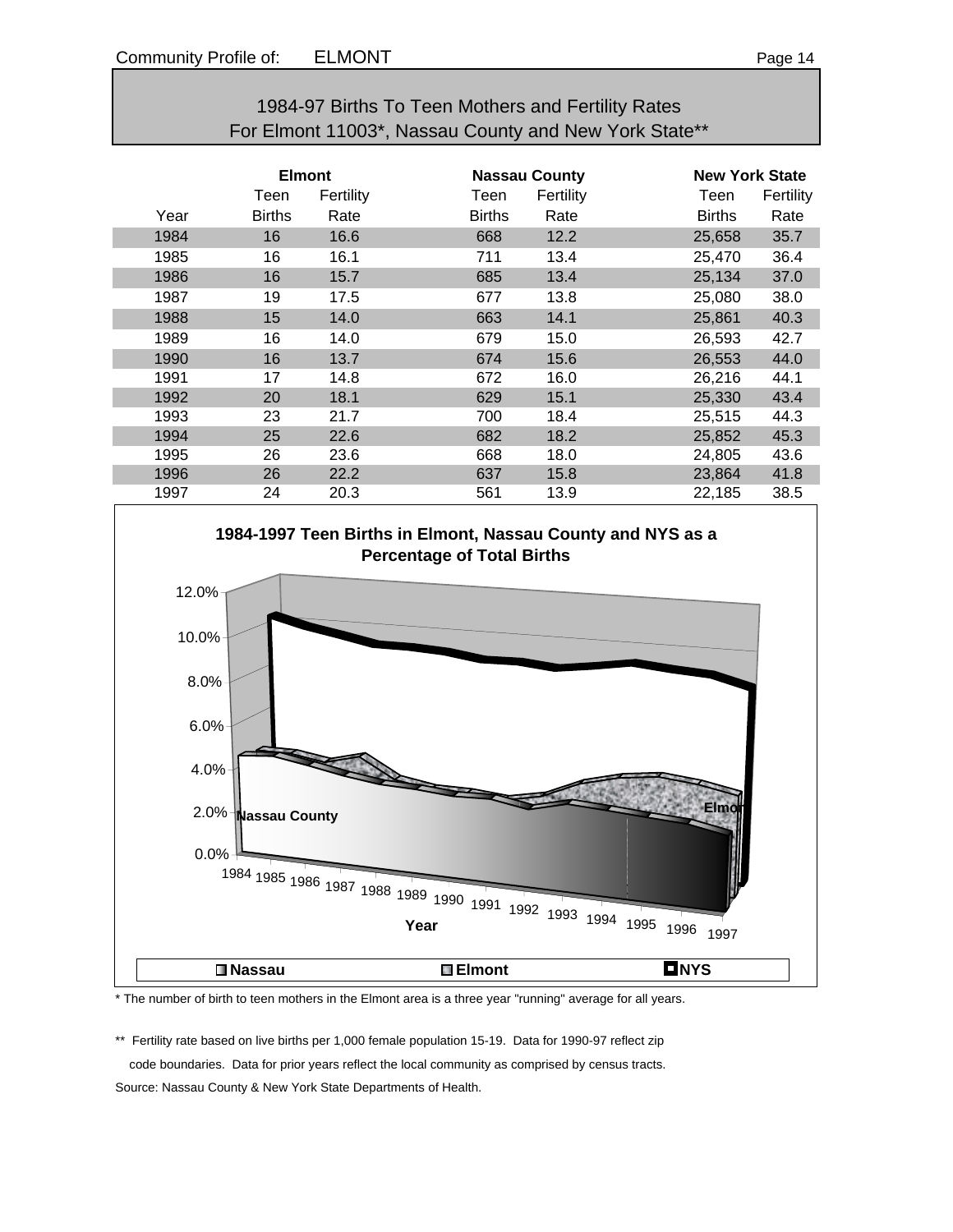# 1984-97 Births To Teen Mothers and Fertility Rates For Elmont 11003*, Nassau County and New York State**

| | Elmont | | Nassau County | | New York State | |
|---|---|---|---|---|---|---|
| Year | Teen Births | Fertility Rate | Teen Births | Fertility Rate | Teen Births | Fertility Rate |
| 1984 | 16 | 16.6 | 668 | 12.2 | 25,658 | 35.7 |
| 1985 | 16 | 16.1 | 711 | 13.4 | 25,470 | 36.4 |
| 1986 | 16 | 15.7 | 685 | 13.4 | 25,134 | 37.0 |
| 1987 | 19 | 17.5 | 677 | 13.8 | 25,080 | 38.0 |
| 1988 | 15 | 14.0 | 663 | 14.1 | 25,861 | 40.3 |
| 1989 | 16 | 14.0 | 679 | 15.0 | 26,593 | 42.7 |
| 1990 | 16 | 13.7 | 674 | 15.6 | 26,553 | 44.0 |
| 1991 | 17 | 14.8 | 672 | 16.0 | 26,216 | 44.1 |
| 1992 | 20 | 18.1 | 629 | 15.1 | 25,330 | 43.4 |
| 1993 | 23 | 21.7 | 700 | 18.4 | 25,515 | 44.3 |
| 1994 | 25 | 22.6 | 682 | 18.2 | 25,852 | 45.3 |
| 1995 | 26 | 23.6 | 668 | 18.0 | 24,805 | 43.6 |
| 1996 | 26 | 22.2 | 637 | 15.8 | 23,864 | 41.8 |
| 1997 | 24 | 20.3 | 561 | 13.9 | 22,185 | 38.5 |

**1984-1997 Teen Births in Elmont, Nassau County and NYS as a Percentage of Total Births**

* The number of birth to teen mothers in the Elmont area is a three year "running" average for all years.

** Fertility rate based on live births per 1,000 female population 15-19. Data for 1990-97 reflect zip code boundaries. Data for prior years reflect the local community as comprised by census tracts.

Source: Nassau County & New York State Departments of Health.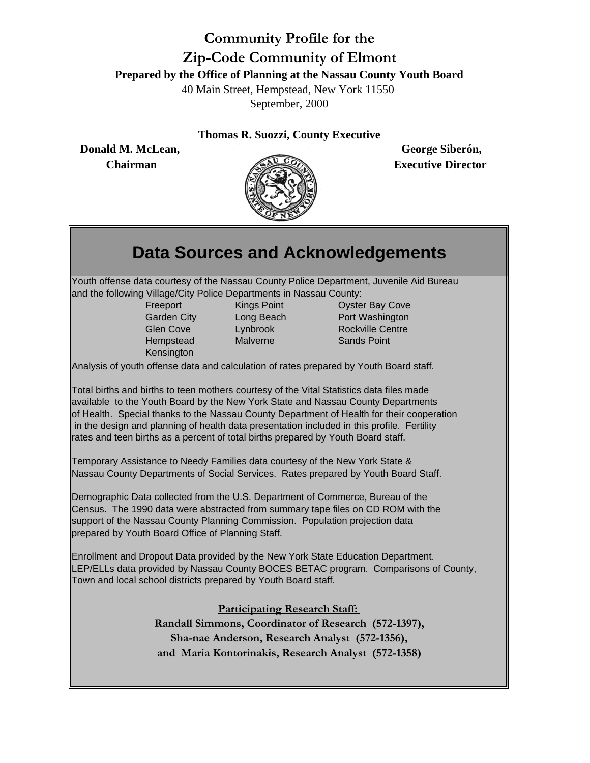# Community Profile for the Zip-Code Community of Elmont

**Prepared by the Office of Planning at the Nassau County Youth Board**

40 Main Street, Hempstead, New York 11550

September, 2000

**Thomas R. Suozzi, County Executive**

**Donald M. McLean, Chairman**

**George Siberón, Executive Director**

## Data Sources and Acknowledgements

Youth offense data courtesy of the Nassau County Police Department, Juvenile Aid Bureau and the following Village/City Police Departments in Nassau County:

| | | |
|---|---|---|
| Freeport | Kings Point | Oyster Bay Cove |
| Garden City | Long Beach | Port Washington |
| Glen Cove | Lynbrook | Rockville Centre |
| Hempstead | Malverne | Sands Point |
| Kensington | | |

Analysis of youth offense data and calculation of rates prepared by Youth Board staff.

Total births and births to teen mothers courtesy of the Vital Statistics data files made available to the Youth Board by the New York State and Nassau County Departments of Health. Special thanks to the Nassau County Department of Health for their cooperation in the design and planning of health data presentation included in this profile. Fertility rates and teen births as a percent of total births prepared by Youth Board staff.

Temporary Assistance to Needy Families data courtesy of the New York State & Nassau County Departments of Social Services. Rates prepared by Youth Board Staff.

Demographic Data collected from the U.S. Department of Commerce, Bureau of the Census. The 1990 data were abstracted from summary tape files on CD ROM with the support of the Nassau County Planning Commission. Population projection data prepared by Youth Board Office of Planning Staff.

Enrollment and Dropout Data provided by the New York State Education Department. LEP/ELLs data provided by Nassau County BOCES BETAC program. Comparisons of County, Town and local school districts prepared by Youth Board staff.

**Participating Research Staff:**

**Randall Simmons, Coordinator of Research (572-1397),**
**Sha-nae Anderson, Research Analyst (572-1356),**
**and Maria Kontorinakis, Research Analyst (572-1358)**